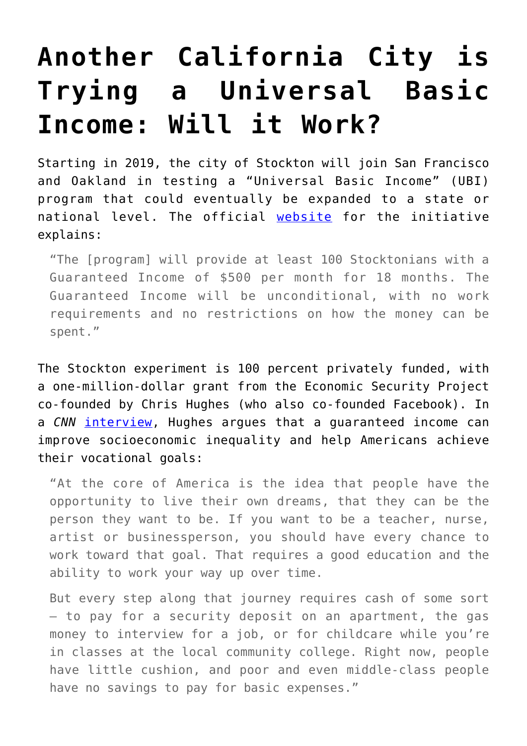# Another California City is Trying a Universal Basic Income: Will it Work?

Starting in 2019, the city of Stockton will join San Francisco and Oakland in testing a "Universal Basic Income" (UBI) program that could eventually be expanded to a state or national level. The official [website](#) for the initiative explains:

> "The [program] will provide at least 100 Stocktonians with a Guaranteed Income of $500 per month for 18 months. The Guaranteed Income will be unconditional, with no work requirements and no restrictions on how the money can be spent."

The Stockton experiment is 100 percent privately funded, with a one-million-dollar grant from the Economic Security Project co-founded by Chris Hughes (who also co-founded Facebook). In a *CNN* [interview](#), Hughes argues that a guaranteed income can improve socioeconomic inequality and help Americans achieve their vocational goals:

> "At the core of America is the idea that people have the opportunity to live their own dreams, that they can be the person they want to be. If you want to be a teacher, nurse, artist or businessperson, you should have every chance to work toward that goal. That requires a good education and the ability to work your way up over time.
>
> But every step along that journey requires cash of some sort — to pay for a security deposit on an apartment, the gas money to interview for a job, or for childcare while you're in classes at the local community college. Right now, people have little cushion, and poor and even middle-class people have no savings to pay for basic expenses."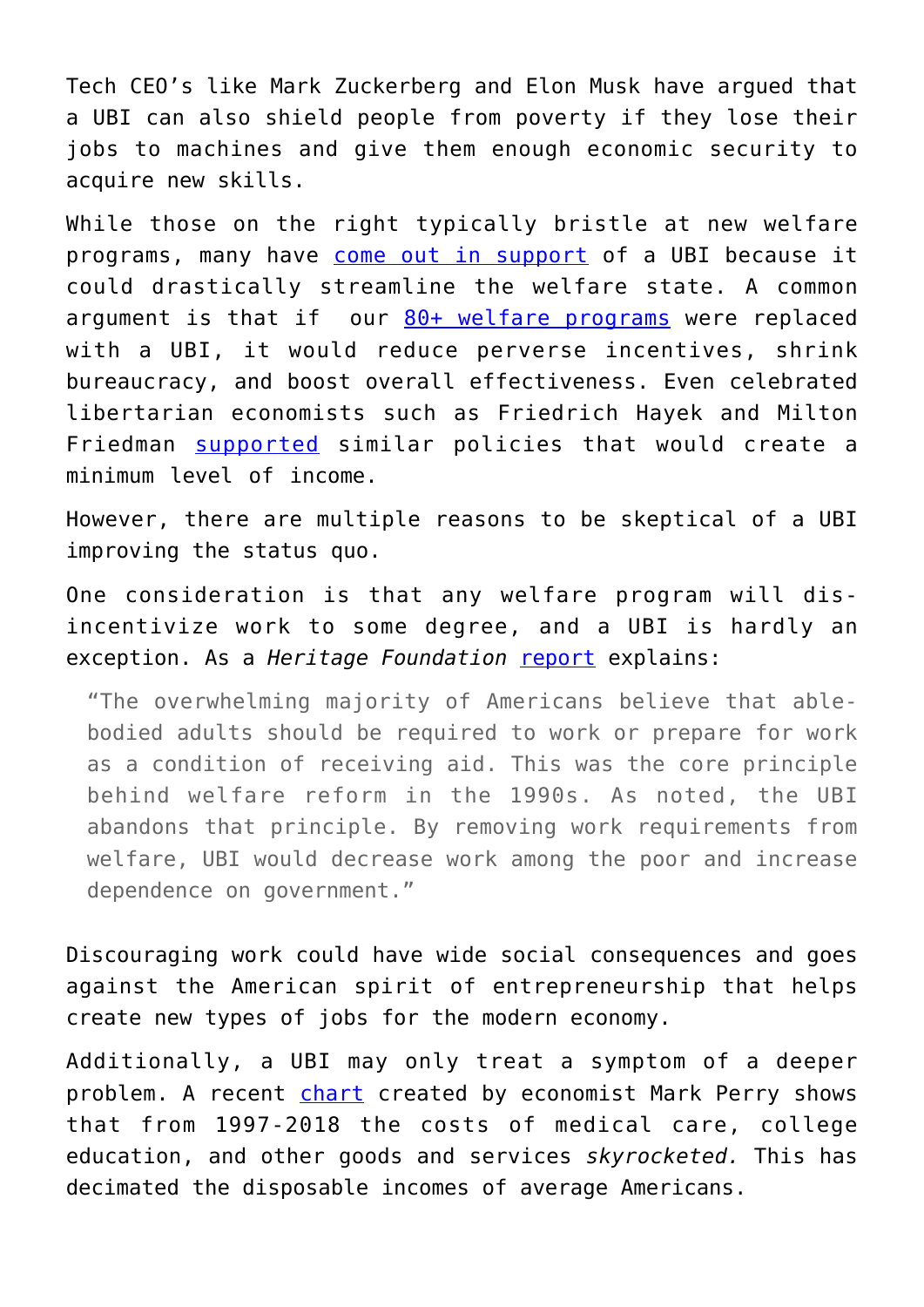Tech CEO's like Mark Zuckerberg and Elon Musk have argued that a UBI can also shield people from poverty if they lose their jobs to machines and give them enough economic security to acquire new skills.

While those on the right typically bristle at new welfare programs, many have come out in support of a UBI because it could drastically streamline the welfare state. A common argument is that if our 80+ welfare programs were replaced with a UBI, it would reduce perverse incentives, shrink bureaucracy, and boost overall effectiveness. Even celebrated libertarian economists such as Friedrich Hayek and Milton Friedman supported similar policies that would create a minimum level of income.

However, there are multiple reasons to be skeptical of a UBI improving the status quo.

One consideration is that any welfare program will dis-incentivize work to some degree, and a UBI is hardly an exception. As a *Heritage Foundation* report explains:

> "The overwhelming majority of Americans believe that able-bodied adults should be required to work or prepare for work as a condition of receiving aid. This was the core principle behind welfare reform in the 1990s. As noted, the UBI abandons that principle. By removing work requirements from welfare, UBI would decrease work among the poor and increase dependence on government."

Discouraging work could have wide social consequences and goes against the American spirit of entrepreneurship that helps create new types of jobs for the modern economy.

Additionally, a UBI may only treat a symptom of a deeper problem. A recent chart created by economist Mark Perry shows that from 1997-2018 the costs of medical care, college education, and other goods and services *skyrocketed.* This has decimated the disposable incomes of average Americans.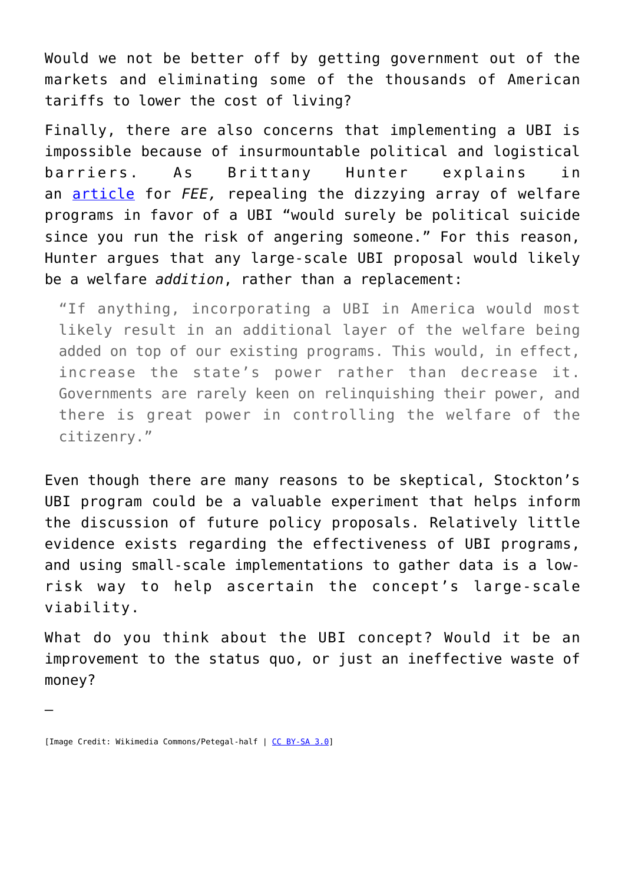Would we not be better off by getting government out of the markets and eliminating some of the thousands of American tariffs to lower the cost of living?

Finally, there are also concerns that implementing a UBI is impossible because of insurmountable political and logistical barriers. As Brittany Hunter explains in an [article](#) for *FEE,* repealing the dizzying array of welfare programs in favor of a UBI "would surely be political suicide since you run the risk of angering someone." For this reason, Hunter argues that any large-scale UBI proposal would likely be a welfare *addition*, rather than a replacement:

> "If anything, incorporating a UBI in America would most likely result in an additional layer of the welfare being added on top of our existing programs. This would, in effect, increase the state's power rather than decrease it. Governments are rarely keen on relinquishing their power, and there is great power in controlling the welfare of the citizenry."

Even though there are many reasons to be skeptical, Stockton's UBI program could be a valuable experiment that helps inform the discussion of future policy proposals. Relatively little evidence exists regarding the effectiveness of UBI programs, and using small-scale implementations to gather data is a low-risk way to help ascertain the concept's large-scale viability.

What do you think about the UBI concept? Would it be an improvement to the status quo, or just an ineffective waste of money?

—

[Image Credit: Wikimedia Commons/Petegal-half | [CC BY-SA 3.0](#)]